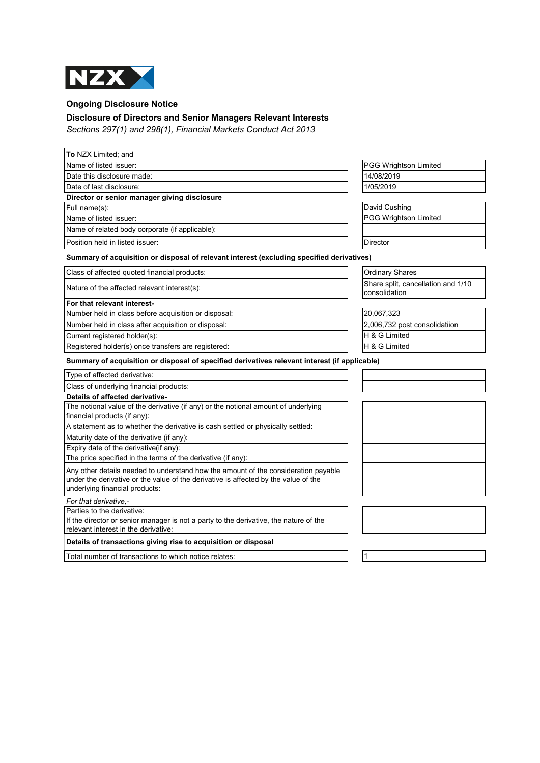NZX

## Ongoing Disclosure Notice

### Disclosure of Directors and Senior Managers Relevant Interests

*Sections 297(1) and 298(1), Financial Markets Conduct Act 2013*

| | |
|---|---|
| **To** NZX Limited; and | |
| Name of listed issuer: | PGG Wrightson Limited |
| Date this disclosure made: | 14/08/2019 |
| Date of last disclosure: | 1/05/2019 |
| **Director or senior manager giving disclosure** | |
| Full name(s): | David Cushing |
| Name of listed issuer: | PGG Wrightson Limited |
| Name of related body corporate (if applicable): | |
| Position held in listed issuer: | Director |

**Summary of acquisition or disposal of relevant interest (excluding specified derivatives)**

| | |
|---|---|
| Class of affected quoted financial products: | Ordinary Shares |
| Nature of the affected relevant interest(s): | Share split, cancellation and 1/10 consolidation |
| **For that relevant interest-** | |
| Number held in class before acquisition or disposal: | 20,067,323 |
| Number held in class after acquisition or disposal: | 2,006,732 post consolidatiion |
| Current registered holder(s): | H & G Limited |
| Registered holder(s) once transfers are registered: | H & G Limited |

**Summary of acquisition or disposal of specified derivatives relevant interest (if applicable)**

| | |
|---|---|
| Type of affected derivative: | |
| Class of underlying financial products: | |
| **Details of affected derivative-** | |
| The notional value of the derivative (if any) or the notional amount of underlying financial products (if any): | |
| A statement as to whether the derivative is cash settled or physically settled: | |
| Maturity date of the derivative (if any): | |
| Expiry date of the derivative(if any): | |
| The price specified in the terms of the derivative (if any): | |
| Any other details needed to understand how the amount of the consideration payable under the derivative or the value of the derivative is affected by the value of the underlying financial products: | |
| *For that derivative,-* | |
| Parties to the derivative: | |
| If the director or senior manager is not a party to the derivative, the nature of the relevant interest in the derivative: | |

**Details of transactions giving rise to acquisition or disposal**

| | |
|---|---|
| Total number of transactions to which notice relates: | 1 |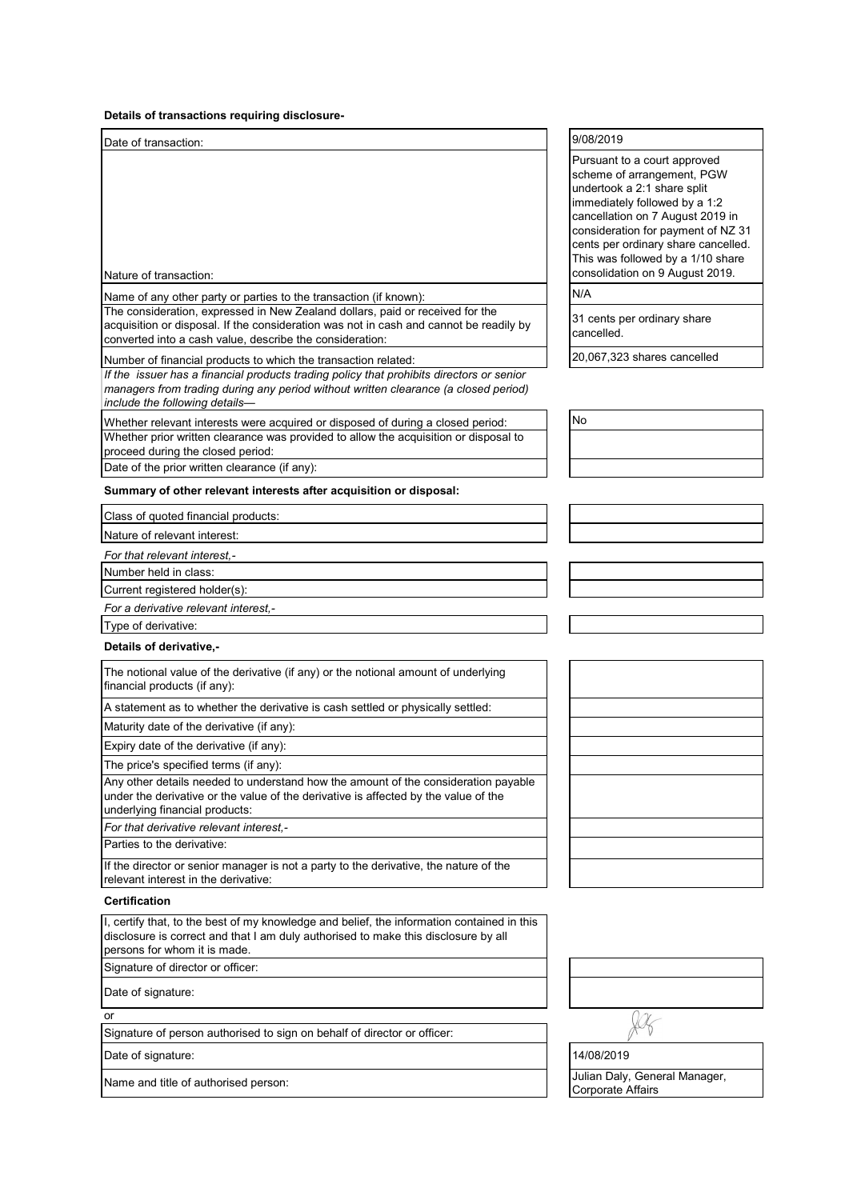**Details of transactions requiring disclosure-**

| | |
|---|---|
| Date of transaction: | 9/08/2019 |
| Nature of transaction: | Pursuant to a court approved scheme of arrangement, PGW undertook a 2:1 share split immediately followed by a 1:2 cancellation on 7 August 2019 in consideration for payment of NZ 31 cents per ordinary share cancelled. This was followed by a 1/10 share consolidation on 9 August 2019. |
| Name of any other party or parties to the transaction (if known): | N/A |
| The consideration, expressed in New Zealand dollars, paid or received for the acquisition or disposal. If the consideration was not in cash and cannot be readily by converted into a cash value, describe the consideration: | 31 cents per ordinary share cancelled. |
| Number of financial products to which the transaction related: | 20,067,323 shares cancelled |

*If the issuer has a financial products trading policy that prohibits directors or senior managers from trading during any period without written clearance (a closed period) include the following details—*

| | |
|---|---|
| Whether relevant interests were acquired or disposed of during a closed period: | No |
| Whether prior written clearance was provided to allow the acquisition or disposal to proceed during the closed period: | |
| Date of the prior written clearance (if any): | |

**Summary of other relevant interests after acquisition or disposal:**

| | |
|---|---|
| Class of quoted financial products: | |
| Nature of relevant interest: | |
| *For that relevant interest,-* | |
| Number held in class: | |
| Current registered holder(s): | |
| *For a derivative relevant interest,-* | |
| Type of derivative: | |

**Details of derivative,-**

| | |
|---|---|
| The notional value of the derivative (if any) or the notional amount of underlying financial products (if any): | |
| A statement as to whether the derivative is cash settled or physically settled: | |
| Maturity date of the derivative (if any): | |
| Expiry date of the derivative (if any): | |
| The price's specified terms (if any): | |
| Any other details needed to understand how the amount of the consideration payable under the derivative or the value of the derivative is affected by the value of the underlying financial products: | |
| *For that derivative relevant interest,-* | |
| Parties to the derivative: | |
| If the director or senior manager is not a party to the derivative, the nature of the relevant interest in the derivative: | |

**Certification**

| | |
|---|---|
| I, certify that, to the best of my knowledge and belief, the information contained in this disclosure is correct and that I am duly authorised to make this disclosure by all persons for whom it is made. | |
| Signature of director or officer: | |
| Date of signature: | |
| or | |
| Signature of person authorised to sign on behalf of director or officer: | |
| Date of signature: | 14/08/2019 |
| Name and title of authorised person: | Julian Daly, General Manager, Corporate Affairs |